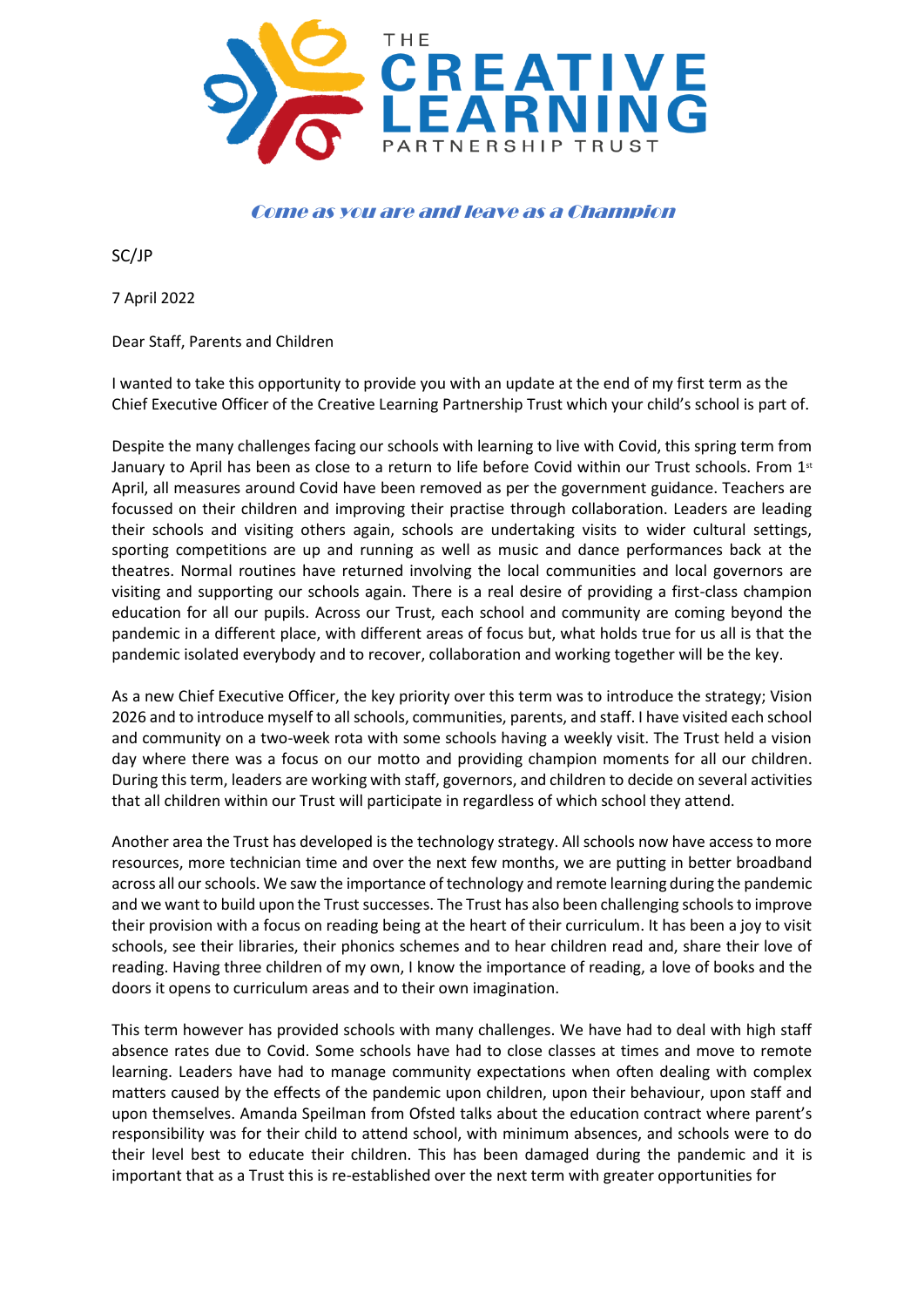THE CREATIVE LEARNING PARTNERSHIP TRUST

*Come as you are and leave as a Champion*

SC/JP

7 April 2022

Dear Staff, Parents and Children

I wanted to take this opportunity to provide you with an update at the end of my first term as the Chief Executive Officer of the Creative Learning Partnership Trust which your child's school is part of.

Despite the many challenges facing our schools with learning to live with Covid, this spring term from January to April has been as close to a return to life before Covid within our Trust schools. From 1st April, all measures around Covid have been removed as per the government guidance. Teachers are focussed on their children and improving their practise through collaboration. Leaders are leading their schools and visiting others again, schools are undertaking visits to wider cultural settings, sporting competitions are up and running as well as music and dance performances back at the theatres. Normal routines have returned involving the local communities and local governors are visiting and supporting our schools again. There is a real desire of providing a first-class champion education for all our pupils. Across our Trust, each school and community are coming beyond the pandemic in a different place, with different areas of focus but, what holds true for us all is that the pandemic isolated everybody and to recover, collaboration and working together will be the key.

As a new Chief Executive Officer, the key priority over this term was to introduce the strategy; Vision 2026 and to introduce myself to all schools, communities, parents, and staff. I have visited each school and community on a two-week rota with some schools having a weekly visit. The Trust held a vision day where there was a focus on our motto and providing champion moments for all our children. During this term, leaders are working with staff, governors, and children to decide on several activities that all children within our Trust will participate in regardless of which school they attend.

Another area the Trust has developed is the technology strategy. All schools now have access to more resources, more technician time and over the next few months, we are putting in better broadband across all our schools. We saw the importance of technology and remote learning during the pandemic and we want to build upon the Trust successes. The Trust has also been challenging schools to improve their provision with a focus on reading being at the heart of their curriculum. It has been a joy to visit schools, see their libraries, their phonics schemes and to hear children read and, share their love of reading. Having three children of my own, I know the importance of reading, a love of books and the doors it opens to curriculum areas and to their own imagination.

This term however has provided schools with many challenges. We have had to deal with high staff absence rates due to Covid. Some schools have had to close classes at times and move to remote learning. Leaders have had to manage community expectations when often dealing with complex matters caused by the effects of the pandemic upon children, upon their behaviour, upon staff and upon themselves. Amanda Speilman from Ofsted talks about the education contract where parent's responsibility was for their child to attend school, with minimum absences, and schools were to do their level best to educate their children. This has been damaged during the pandemic and it is important that as a Trust this is re-established over the next term with greater opportunities for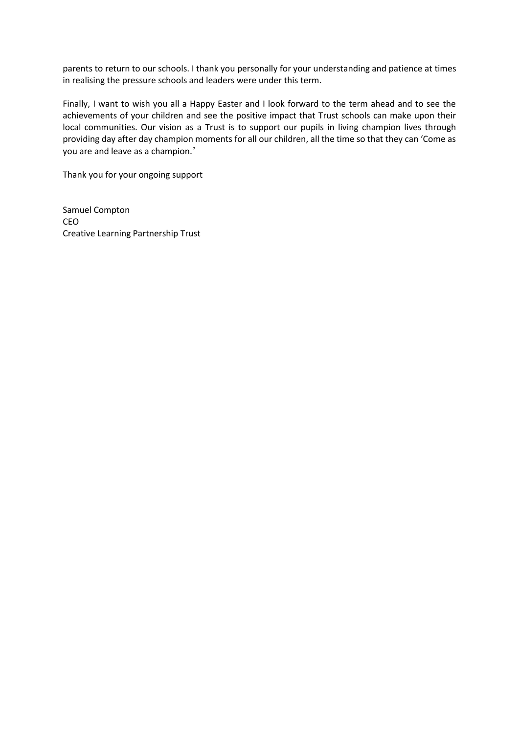parents to return to our schools. I thank you personally for your understanding and patience at times in realising the pressure schools and leaders were under this term.

Finally, I want to wish you all a Happy Easter and I look forward to the term ahead and to see the achievements of your children and see the positive impact that Trust schools can make upon their local communities. Our vision as a Trust is to support our pupils in living champion lives through providing day after day champion moments for all our children, all the time so that they can 'Come as you are and leave as a champion.'

Thank you for your ongoing support

Samuel Compton
CEO
Creative Learning Partnership Trust